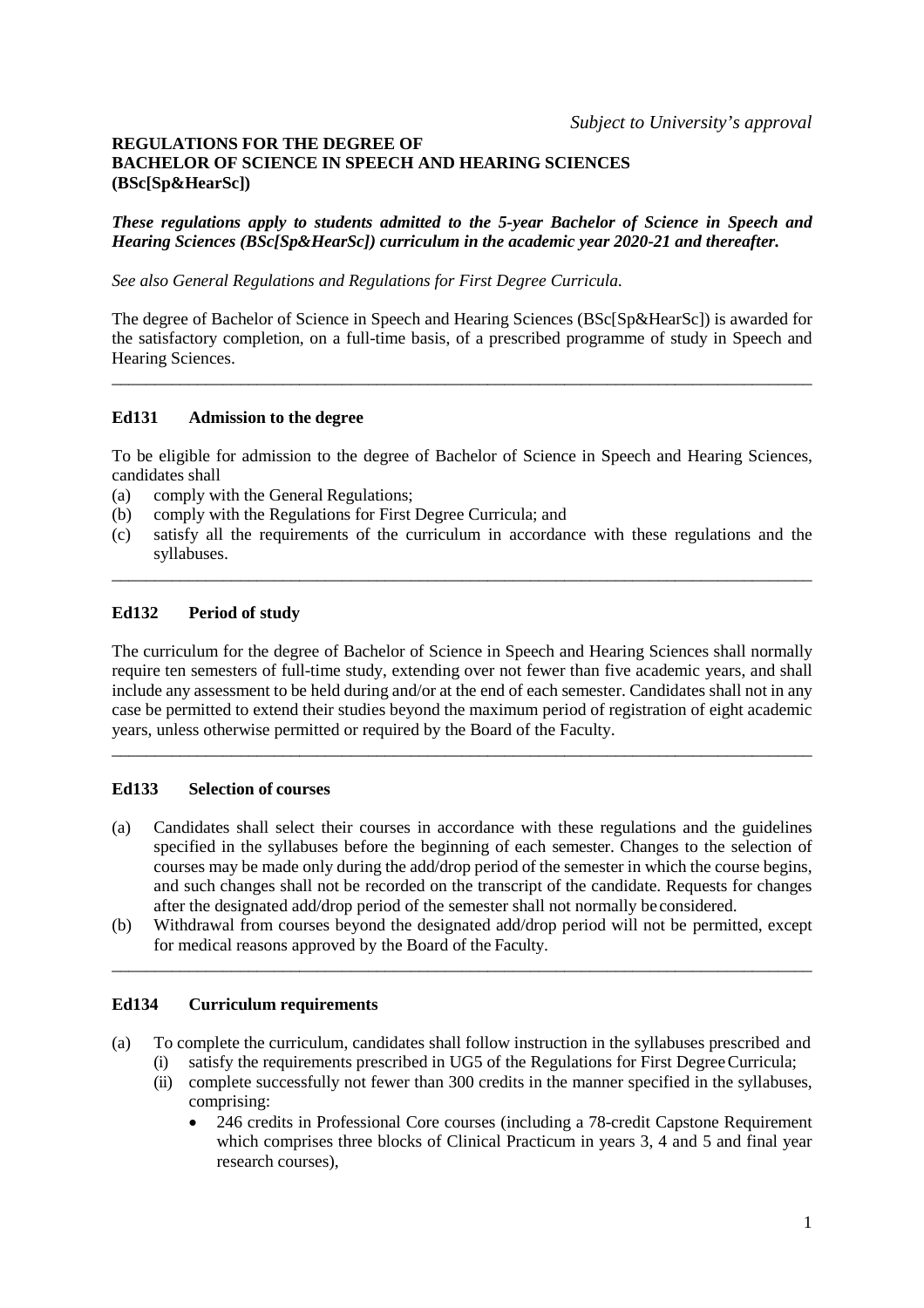*Subject to University's approval*

**REGULATIONS FOR THE DEGREE OF BACHELOR OF SCIENCE IN SPEECH AND HEARING SCIENCES (BSc[Sp&HearSc])**

***These regulations apply to students admitted to the 5-year Bachelor of Science in Speech and Hearing Sciences (BSc[Sp&HearSc]) curriculum in the academic year 2020-21 and thereafter.***

*See also General Regulations and Regulations for First Degree Curricula.*

The degree of Bachelor of Science in Speech and Hearing Sciences (BSc[Sp&HearSc]) is awarded for the satisfactory completion, on a full-time basis, of a prescribed programme of study in Speech and Hearing Sciences.

---

### Ed131 Admission to the degree

To be eligible for admission to the degree of Bachelor of Science in Speech and Hearing Sciences, candidates shall

(a) comply with the General Regulations;
(b) comply with the Regulations for First Degree Curricula; and
(c) satisfy all the requirements of the curriculum in accordance with these regulations and the syllabuses.

---

### Ed132 Period of study

The curriculum for the degree of Bachelor of Science in Speech and Hearing Sciences shall normally require ten semesters of full-time study, extending over not fewer than five academic years, and shall include any assessment to be held during and/or at the end of each semester. Candidates shall not in any case be permitted to extend their studies beyond the maximum period of registration of eight academic years, unless otherwise permitted or required by the Board of the Faculty.

---

### Ed133 Selection of courses

(a) Candidates shall select their courses in accordance with these regulations and the guidelines specified in the syllabuses before the beginning of each semester. Changes to the selection of courses may be made only during the add/drop period of the semester in which the course begins, and such changes shall not be recorded on the transcript of the candidate. Requests for changes after the designated add/drop period of the semester shall not normally be considered.

(b) Withdrawal from courses beyond the designated add/drop period will not be permitted, except for medical reasons approved by the Board of the Faculty.

---

### Ed134 Curriculum requirements

(a) To complete the curriculum, candidates shall follow instruction in the syllabuses prescribed and
   (i) satisfy the requirements prescribed in UG5 of the Regulations for First Degree Curricula;
   (ii) complete successfully not fewer than 300 credits in the manner specified in the syllabuses, comprising:
      - 246 credits in Professional Core courses (including a 78-credit Capstone Requirement which comprises three blocks of Clinical Practicum in years 3, 4 and 5 and final year research courses),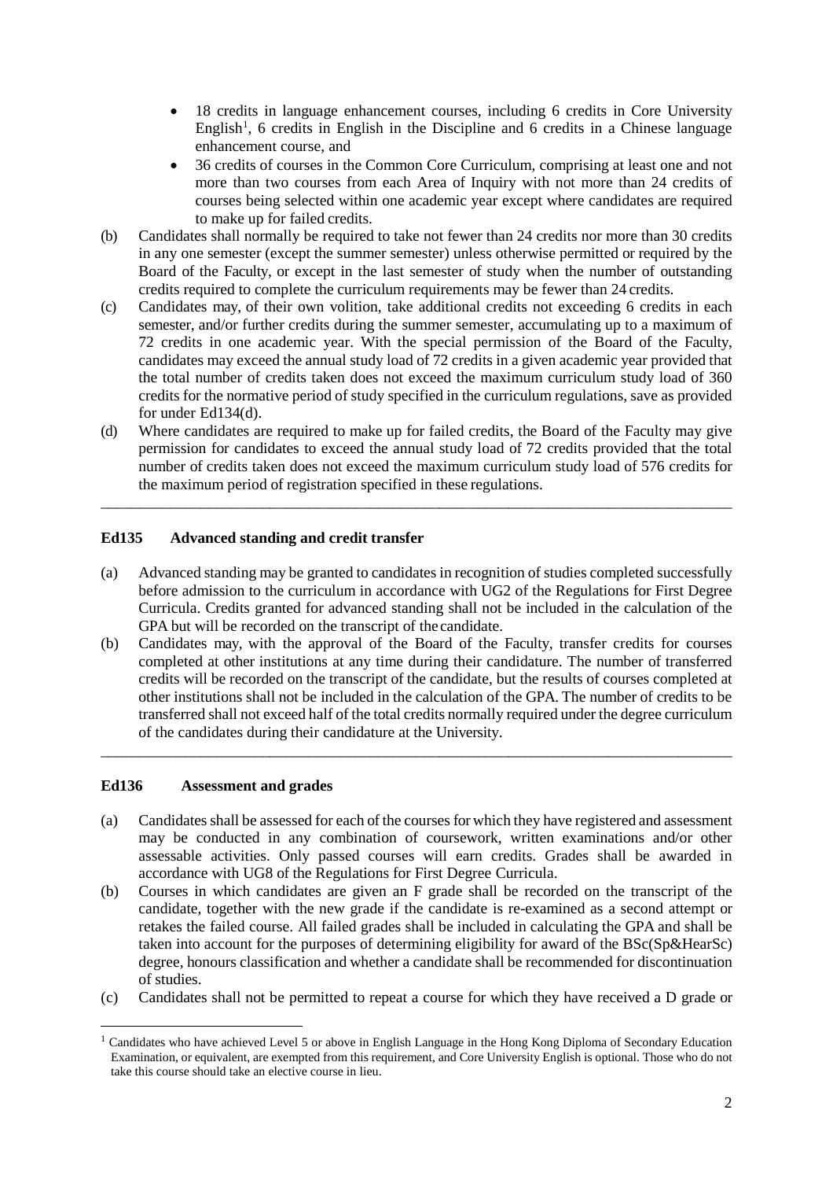- 18 credits in language enhancement courses, including 6 credits in Core University English[1], 6 credits in English in the Discipline and 6 credits in a Chinese language enhancement course, and
- 36 credits of courses in the Common Core Curriculum, comprising at least one and not more than two courses from each Area of Inquiry with not more than 24 credits of courses being selected within one academic year except where candidates are required to make up for failed credits.

(b) Candidates shall normally be required to take not fewer than 24 credits nor more than 30 credits in any one semester (except the summer semester) unless otherwise permitted or required by the Board of the Faculty, or except in the last semester of study when the number of outstanding credits required to complete the curriculum requirements may be fewer than 24 credits.

(c) Candidates may, of their own volition, take additional credits not exceeding 6 credits in each semester, and/or further credits during the summer semester, accumulating up to a maximum of 72 credits in one academic year. With the special permission of the Board of the Faculty, candidates may exceed the annual study load of 72 credits in a given academic year provided that the total number of credits taken does not exceed the maximum curriculum study load of 360 credits for the normative period of study specified in the curriculum regulations, save as provided for under Ed134(d).

(d) Where candidates are required to make up for failed credits, the Board of the Faculty may give permission for candidates to exceed the annual study load of 72 credits provided that the total number of credits taken does not exceed the maximum curriculum study load of 576 credits for the maximum period of registration specified in these regulations.

---

### Ed135 Advanced standing and credit transfer

(a) Advanced standing may be granted to candidates in recognition of studies completed successfully before admission to the curriculum in accordance with UG2 of the Regulations for First Degree Curricula. Credits granted for advanced standing shall not be included in the calculation of the GPA but will be recorded on the transcript of the candidate.

(b) Candidates may, with the approval of the Board of the Faculty, transfer credits for courses completed at other institutions at any time during their candidature. The number of transferred credits will be recorded on the transcript of the candidate, but the results of courses completed at other institutions shall not be included in the calculation of the GPA. The number of credits to be transferred shall not exceed half of the total credits normally required under the degree curriculum of the candidates during their candidature at the University.

---

### Ed136 Assessment and grades

(a) Candidates shall be assessed for each of the courses for which they have registered and assessment may be conducted in any combination of coursework, written examinations and/or other assessable activities. Only passed courses will earn credits. Grades shall be awarded in accordance with UG8 of the Regulations for First Degree Curricula.

(b) Courses in which candidates are given an F grade shall be recorded on the transcript of the candidate, together with the new grade if the candidate is re-examined as a second attempt or retakes the failed course. All failed grades shall be included in calculating the GPA and shall be taken into account for the purposes of determining eligibility for award of the BSc(Sp&HearSc) degree, honours classification and whether a candidate shall be recommended for discontinuation of studies.

(c) Candidates shall not be permitted to repeat a course for which they have received a D grade or

---

[1] Candidates who have achieved Level 5 or above in English Language in the Hong Kong Diploma of Secondary Education Examination, or equivalent, are exempted from this requirement, and Core University English is optional. Those who do not take this course should take an elective course in lieu.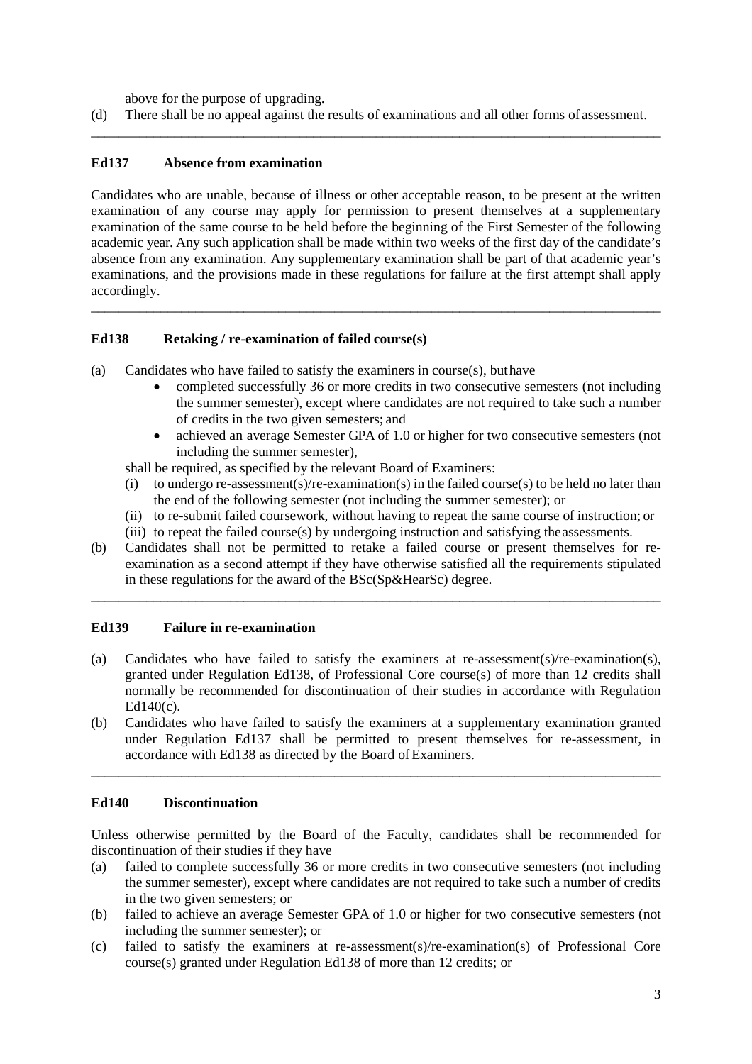above for the purpose of upgrading.

(d) There shall be no appeal against the results of examinations and all other forms of assessment.

---

### Ed137 Absence from examination

Candidates who are unable, because of illness or other acceptable reason, to be present at the written examination of any course may apply for permission to present themselves at a supplementary examination of the same course to be held before the beginning of the First Semester of the following academic year. Any such application shall be made within two weeks of the first day of the candidate's absence from any examination. Any supplementary examination shall be part of that academic year's examinations, and the provisions made in these regulations for failure at the first attempt shall apply accordingly.

---

### Ed138 Retaking / re-examination of failed course(s)

(a) Candidates who have failed to satisfy the examiners in course(s), but have

- completed successfully 36 or more credits in two consecutive semesters (not including the summer semester), except where candidates are not required to take such a number of credits in the two given semesters; and
- achieved an average Semester GPA of 1.0 or higher for two consecutive semesters (not including the summer semester),

shall be required, as specified by the relevant Board of Examiners:

(i) to undergo re-assessment(s)/re-examination(s) in the failed course(s) to be held no later than the end of the following semester (not including the summer semester); or

(ii) to re-submit failed coursework, without having to repeat the same course of instruction; or

(iii) to repeat the failed course(s) by undergoing instruction and satisfying the assessments.

(b) Candidates shall not be permitted to retake a failed course or present themselves for re-examination as a second attempt if they have otherwise satisfied all the requirements stipulated in these regulations for the award of the BSc(Sp&HearSc) degree.

---

### Ed139 Failure in re-examination

(a) Candidates who have failed to satisfy the examiners at re-assessment(s)/re-examination(s), granted under Regulation Ed138, of Professional Core course(s) of more than 12 credits shall normally be recommended for discontinuation of their studies in accordance with Regulation Ed140(c).

(b) Candidates who have failed to satisfy the examiners at a supplementary examination granted under Regulation Ed137 shall be permitted to present themselves for re-assessment, in accordance with Ed138 as directed by the Board of Examiners.

---

### Ed140 Discontinuation

Unless otherwise permitted by the Board of the Faculty, candidates shall be recommended for discontinuation of their studies if they have

(a) failed to complete successfully 36 or more credits in two consecutive semesters (not including the summer semester), except where candidates are not required to take such a number of credits in the two given semesters; or

(b) failed to achieve an average Semester GPA of 1.0 or higher for two consecutive semesters (not including the summer semester); or

(c) failed to satisfy the examiners at re-assessment(s)/re-examination(s) of Professional Core course(s) granted under Regulation Ed138 of more than 12 credits; or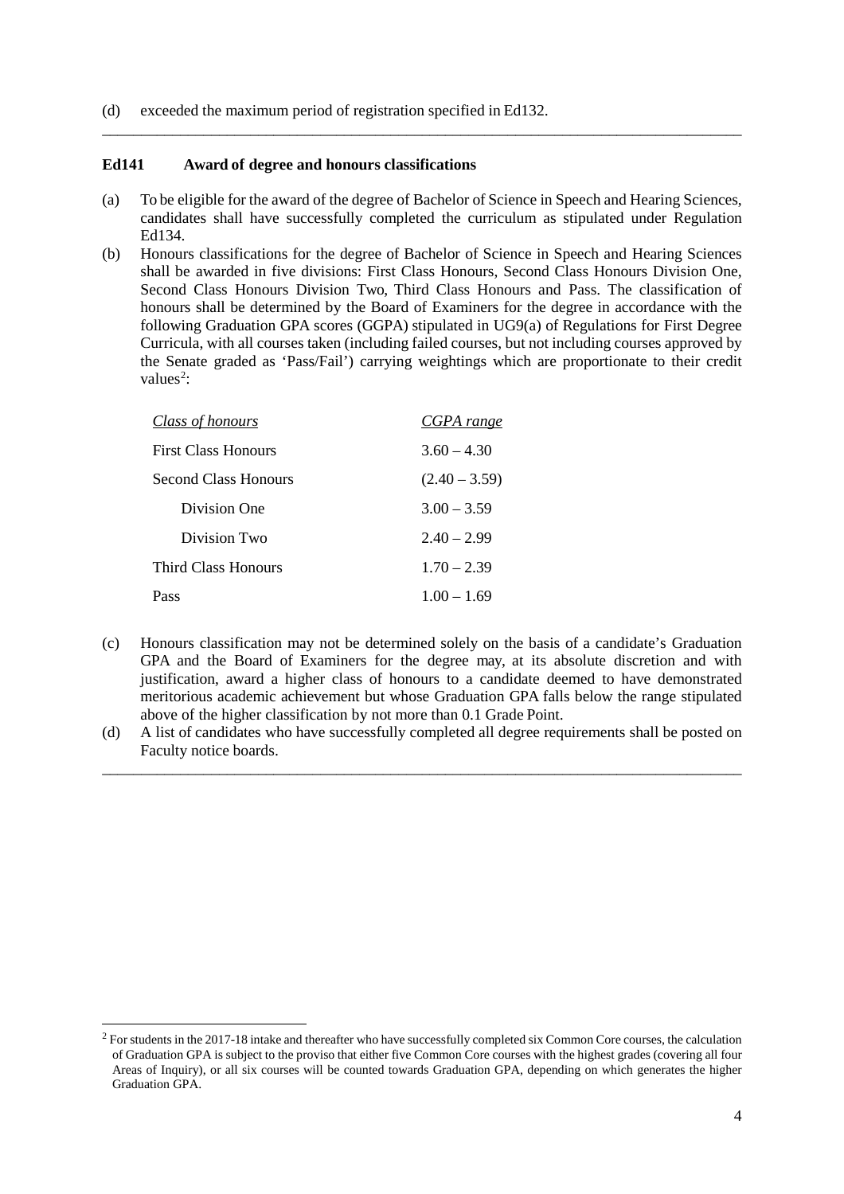(d) exceeded the maximum period of registration specified in Ed132.

---

**Ed141 Award of degree and honours classifications**

(a) To be eligible for the award of the degree of Bachelor of Science in Speech and Hearing Sciences, candidates shall have successfully completed the curriculum as stipulated under Regulation Ed134.

(b) Honours classifications for the degree of Bachelor of Science in Speech and Hearing Sciences shall be awarded in five divisions: First Class Honours, Second Class Honours Division One, Second Class Honours Division Two, Third Class Honours and Pass. The classification of honours shall be determined by the Board of Examiners for the degree in accordance with the following Graduation GPA scores (GGPA) stipulated in UG9(a) of Regulations for First Degree Curricula, with all courses taken (including failed courses, but not including courses approved by the Senate graded as 'Pass/Fail') carrying weightings which are proportionate to their credit values[2]:

| *Class of honours* | *CGPA range* |
|---|---|
| First Class Honours | 3.60 – 4.30 |
| Second Class Honours | (2.40 – 3.59) |
| Division One | 3.00 – 3.59 |
| Division Two | 2.40 – 2.99 |
| Third Class Honours | 1.70 – 2.39 |
| Pass | 1.00 – 1.69 |

(c) Honours classification may not be determined solely on the basis of a candidate's Graduation GPA and the Board of Examiners for the degree may, at its absolute discretion and with justification, award a higher class of honours to a candidate deemed to have demonstrated meritorious academic achievement but whose Graduation GPA falls below the range stipulated above of the higher classification by not more than 0.1 Grade Point.

(d) A list of candidates who have successfully completed all degree requirements shall be posted on Faculty notice boards.

---

[2] For students in the 2017-18 intake and thereafter who have successfully completed six Common Core courses, the calculation of Graduation GPA is subject to the proviso that either five Common Core courses with the highest grades (covering all four Areas of Inquiry), or all six courses will be counted towards Graduation GPA, depending on which generates the higher Graduation GPA.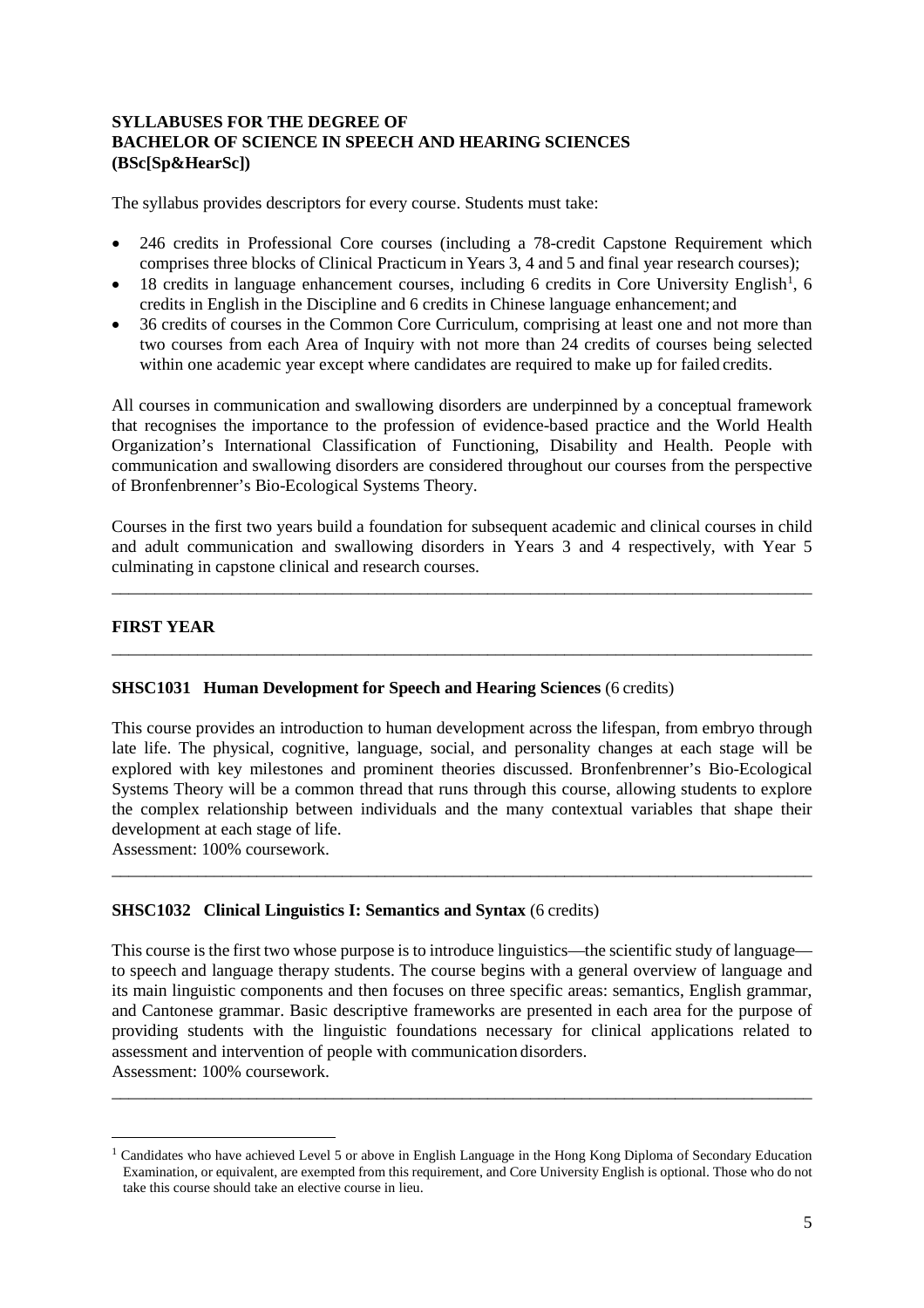**SYLLABUSES FOR THE DEGREE OF**
**BACHELOR OF SCIENCE IN SPEECH AND HEARING SCIENCES**
**(BSc[Sp&HearSc])**

The syllabus provides descriptors for every course. Students must take:

- 246 credits in Professional Core courses (including a 78-credit Capstone Requirement which comprises three blocks of Clinical Practicum in Years 3, 4 and 5 and final year research courses);
- 18 credits in language enhancement courses, including 6 credits in Core University English[1], 6 credits in English in the Discipline and 6 credits in Chinese language enhancement; and
- 36 credits of courses in the Common Core Curriculum, comprising at least one and not more than two courses from each Area of Inquiry with not more than 24 credits of courses being selected within one academic year except where candidates are required to make up for failed credits.

All courses in communication and swallowing disorders are underpinned by a conceptual framework that recognises the importance to the profession of evidence-based practice and the World Health Organization's International Classification of Functioning, Disability and Health. People with communication and swallowing disorders are considered throughout our courses from the perspective of Bronfenbrenner's Bio-Ecological Systems Theory.

Courses in the first two years build a foundation for subsequent academic and clinical courses in child and adult communication and swallowing disorders in Years 3 and 4 respectively, with Year 5 culminating in capstone clinical and research courses.

---

## FIRST YEAR

---

### SHSC1031 Human Development for Speech and Hearing Sciences (6 credits)

This course provides an introduction to human development across the lifespan, from embryo through late life. The physical, cognitive, language, social, and personality changes at each stage will be explored with key milestones and prominent theories discussed. Bronfenbrenner's Bio-Ecological Systems Theory will be a common thread that runs through this course, allowing students to explore the complex relationship between individuals and the many contextual variables that shape their development at each stage of life.
Assessment: 100% coursework.

---

### SHSC1032 Clinical Linguistics I: Semantics and Syntax (6 credits)

This course is the first two whose purpose is to introduce linguistics—the scientific study of language—to speech and language therapy students. The course begins with a general overview of language and its main linguistic components and then focuses on three specific areas: semantics, English grammar, and Cantonese grammar. Basic descriptive frameworks are presented in each area for the purpose of providing students with the linguistic foundations necessary for clinical applications related to assessment and intervention of people with communication disorders.
Assessment: 100% coursework.

---

[1] Candidates who have achieved Level 5 or above in English Language in the Hong Kong Diploma of Secondary Education Examination, or equivalent, are exempted from this requirement, and Core University English is optional. Those who do not take this course should take an elective course in lieu.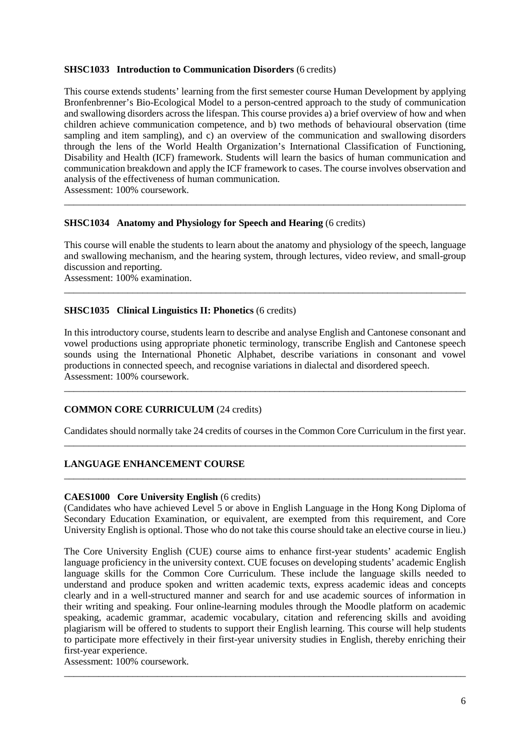**SHSC1033 Introduction to Communication Disorders** (6 credits)

This course extends students' learning from the first semester course Human Development by applying Bronfenbrenner's Bio-Ecological Model to a person-centred approach to the study of communication and swallowing disorders across the lifespan. This course provides a) a brief overview of how and when children achieve communication competence, and b) two methods of behavioural observation (time sampling and item sampling), and c) an overview of the communication and swallowing disorders through the lens of the World Health Organization's International Classification of Functioning, Disability and Health (ICF) framework. Students will learn the basics of human communication and communication breakdown and apply the ICF framework to cases. The course involves observation and analysis of the effectiveness of human communication.
Assessment: 100% coursework.

---

**SHSC1034 Anatomy and Physiology for Speech and Hearing** (6 credits)

This course will enable the students to learn about the anatomy and physiology of the speech, language and swallowing mechanism, and the hearing system, through lectures, video review, and small-group discussion and reporting.
Assessment: 100% examination.

---

**SHSC1035 Clinical Linguistics II: Phonetics** (6 credits)

In this introductory course, students learn to describe and analyse English and Cantonese consonant and vowel productions using appropriate phonetic terminology, transcribe English and Cantonese speech sounds using the International Phonetic Alphabet, describe variations in consonant and vowel productions in connected speech, and recognise variations in dialectal and disordered speech.
Assessment: 100% coursework.

---

**COMMON CORE CURRICULUM** (24 credits)

Candidates should normally take 24 credits of courses in the Common Core Curriculum in the first year.

---

**LANGUAGE ENHANCEMENT COURSE**

---

**CAES1000 Core University English** (6 credits)
(Candidates who have achieved Level 5 or above in English Language in the Hong Kong Diploma of Secondary Education Examination, or equivalent, are exempted from this requirement, and Core University English is optional. Those who do not take this course should take an elective course in lieu.)

The Core University English (CUE) course aims to enhance first-year students' academic English language proficiency in the university context. CUE focuses on developing students' academic English language skills for the Common Core Curriculum. These include the language skills needed to understand and produce spoken and written academic texts, express academic ideas and concepts clearly and in a well-structured manner and search for and use academic sources of information in their writing and speaking. Four online-learning modules through the Moodle platform on academic speaking, academic grammar, academic vocabulary, citation and referencing skills and avoiding plagiarism will be offered to students to support their English learning. This course will help students to participate more effectively in their first-year university studies in English, thereby enriching their first-year experience.
Assessment: 100% coursework.

---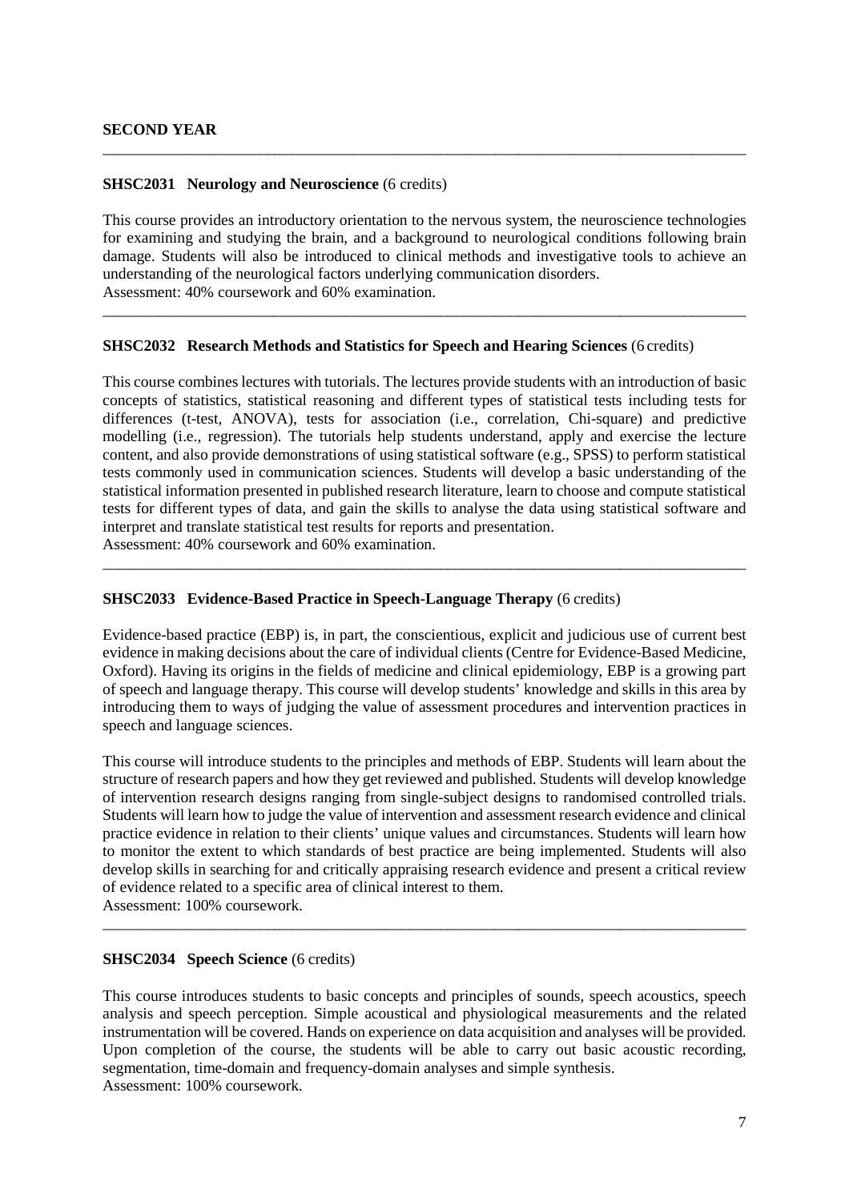## SECOND YEAR

---

### SHSC2031 Neurology and Neuroscience (6 credits)

This course provides an introductory orientation to the nervous system, the neuroscience technologies for examining and studying the brain, and a background to neurological conditions following brain damage. Students will also be introduced to clinical methods and investigative tools to achieve an understanding of the neurological factors underlying communication disorders.
Assessment: 40% coursework and 60% examination.

---

### SHSC2032 Research Methods and Statistics for Speech and Hearing Sciences (6 credits)

This course combines lectures with tutorials. The lectures provide students with an introduction of basic concepts of statistics, statistical reasoning and different types of statistical tests including tests for differences (t-test, ANOVA), tests for association (i.e., correlation, Chi-square) and predictive modelling (i.e., regression). The tutorials help students understand, apply and exercise the lecture content, and also provide demonstrations of using statistical software (e.g., SPSS) to perform statistical tests commonly used in communication sciences. Students will develop a basic understanding of the statistical information presented in published research literature, learn to choose and compute statistical tests for different types of data, and gain the skills to analyse the data using statistical software and interpret and translate statistical test results for reports and presentation.
Assessment: 40% coursework and 60% examination.

---

### SHSC2033 Evidence-Based Practice in Speech-Language Therapy (6 credits)

Evidence-based practice (EBP) is, in part, the conscientious, explicit and judicious use of current best evidence in making decisions about the care of individual clients (Centre for Evidence-Based Medicine, Oxford). Having its origins in the fields of medicine and clinical epidemiology, EBP is a growing part of speech and language therapy. This course will develop students' knowledge and skills in this area by introducing them to ways of judging the value of assessment procedures and intervention practices in speech and language sciences.

This course will introduce students to the principles and methods of EBP. Students will learn about the structure of research papers and how they get reviewed and published. Students will develop knowledge of intervention research designs ranging from single-subject designs to randomised controlled trials. Students will learn how to judge the value of intervention and assessment research evidence and clinical practice evidence in relation to their clients' unique values and circumstances. Students will learn how to monitor the extent to which standards of best practice are being implemented. Students will also develop skills in searching for and critically appraising research evidence and present a critical review of evidence related to a specific area of clinical interest to them.
Assessment: 100% coursework.

---

### SHSC2034 Speech Science (6 credits)

This course introduces students to basic concepts and principles of sounds, speech acoustics, speech analysis and speech perception. Simple acoustical and physiological measurements and the related instrumentation will be covered. Hands on experience on data acquisition and analyses will be provided. Upon completion of the course, the students will be able to carry out basic acoustic recording, segmentation, time-domain and frequency-domain analyses and simple synthesis.
Assessment: 100% coursework.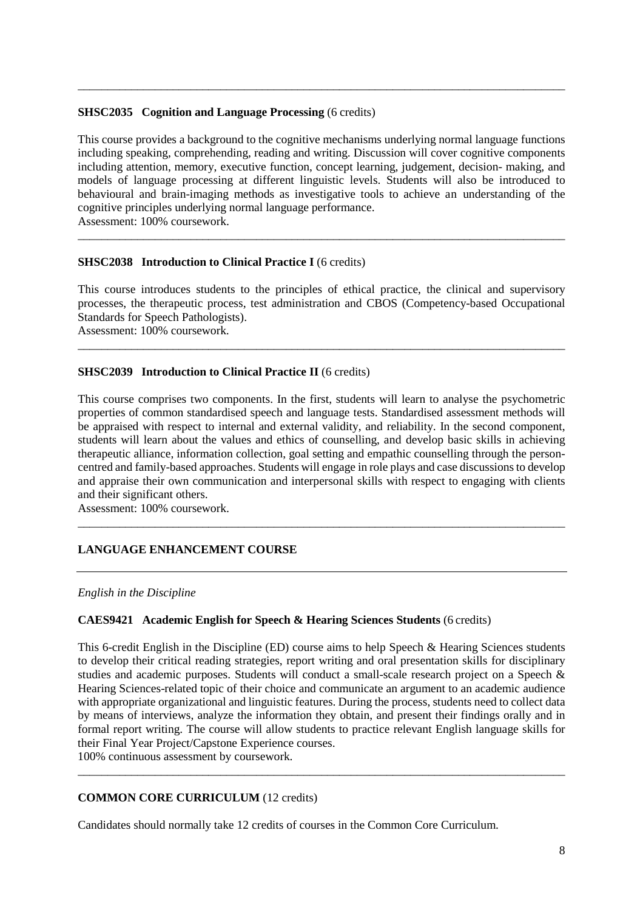**SHSC2035 Cognition and Language Processing** (6 credits)

This course provides a background to the cognitive mechanisms underlying normal language functions including speaking, comprehending, reading and writing. Discussion will cover cognitive components including attention, memory, executive function, concept learning, judgement, decision- making, and models of language processing at different linguistic levels. Students will also be introduced to behavioural and brain-imaging methods as investigative tools to achieve an understanding of the cognitive principles underlying normal language performance.
Assessment: 100% coursework.

---

**SHSC2038 Introduction to Clinical Practice I** (6 credits)

This course introduces students to the principles of ethical practice, the clinical and supervisory processes, the therapeutic process, test administration and CBOS (Competency-based Occupational Standards for Speech Pathologists).
Assessment: 100% coursework.

---

**SHSC2039 Introduction to Clinical Practice II** (6 credits)

This course comprises two components. In the first, students will learn to analyse the psychometric properties of common standardised speech and language tests. Standardised assessment methods will be appraised with respect to internal and external validity, and reliability. In the second component, students will learn about the values and ethics of counselling, and develop basic skills in achieving therapeutic alliance, information collection, goal setting and empathic counselling through the person-centred and family-based approaches. Students will engage in role plays and case discussions to develop and appraise their own communication and interpersonal skills with respect to engaging with clients and their significant others.
Assessment: 100% coursework.

---

## LANGUAGE ENHANCEMENT COURSE

*English in the Discipline*

**CAES9421 Academic English for Speech & Hearing Sciences Students** (6 credits)

This 6-credit English in the Discipline (ED) course aims to help Speech & Hearing Sciences students to develop their critical reading strategies, report writing and oral presentation skills for disciplinary studies and academic purposes. Students will conduct a small-scale research project on a Speech & Hearing Sciences-related topic of their choice and communicate an argument to an academic audience with appropriate organizational and linguistic features. During the process, students need to collect data by means of interviews, analyze the information they obtain, and present their findings orally and in formal report writing. The course will allow students to practice relevant English language skills for their Final Year Project/Capstone Experience courses.
100% continuous assessment by coursework.

---

## COMMON CORE CURRICULUM (12 credits)

Candidates should normally take 12 credits of courses in the Common Core Curriculum.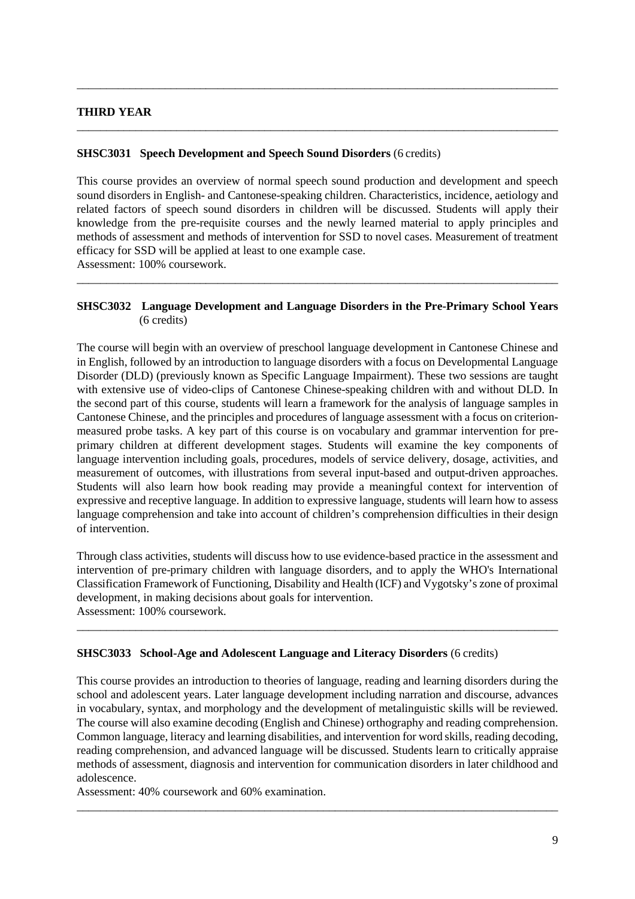## THIRD YEAR

### SHSC3031 Speech Development and Speech Sound Disorders (6 credits)

This course provides an overview of normal speech sound production and development and speech sound disorders in English- and Cantonese-speaking children. Characteristics, incidence, aetiology and related factors of speech sound disorders in children will be discussed. Students will apply their knowledge from the pre-requisite courses and the newly learned material to apply principles and methods of assessment and methods of intervention for SSD to novel cases. Measurement of treatment efficacy for SSD will be applied at least to one example case.
Assessment: 100% coursework.

### SHSC3032 Language Development and Language Disorders in the Pre-Primary School Years (6 credits)

The course will begin with an overview of preschool language development in Cantonese Chinese and in English, followed by an introduction to language disorders with a focus on Developmental Language Disorder (DLD) (previously known as Specific Language Impairment). These two sessions are taught with extensive use of video-clips of Cantonese Chinese-speaking children with and without DLD. In the second part of this course, students will learn a framework for the analysis of language samples in Cantonese Chinese, and the principles and procedures of language assessment with a focus on criterion-measured probe tasks. A key part of this course is on vocabulary and grammar intervention for pre-primary children at different development stages. Students will examine the key components of language intervention including goals, procedures, models of service delivery, dosage, activities, and measurement of outcomes, with illustrations from several input-based and output-driven approaches. Students will also learn how book reading may provide a meaningful context for intervention of expressive and receptive language. In addition to expressive language, students will learn how to assess language comprehension and take into account of children's comprehension difficulties in their design of intervention.

Through class activities, students will discuss how to use evidence-based practice in the assessment and intervention of pre-primary children with language disorders, and to apply the WHO's International Classification Framework of Functioning, Disability and Health (ICF) and Vygotsky's zone of proximal development, in making decisions about goals for intervention.
Assessment: 100% coursework.

### SHSC3033 School-Age and Adolescent Language and Literacy Disorders (6 credits)

This course provides an introduction to theories of language, reading and learning disorders during the school and adolescent years. Later language development including narration and discourse, advances in vocabulary, syntax, and morphology and the development of metalinguistic skills will be reviewed. The course will also examine decoding (English and Chinese) orthography and reading comprehension. Common language, literacy and learning disabilities, and intervention for word skills, reading decoding, reading comprehension, and advanced language will be discussed. Students learn to critically appraise methods of assessment, diagnosis and intervention for communication disorders in later childhood and adolescence.
Assessment: 40% coursework and 60% examination.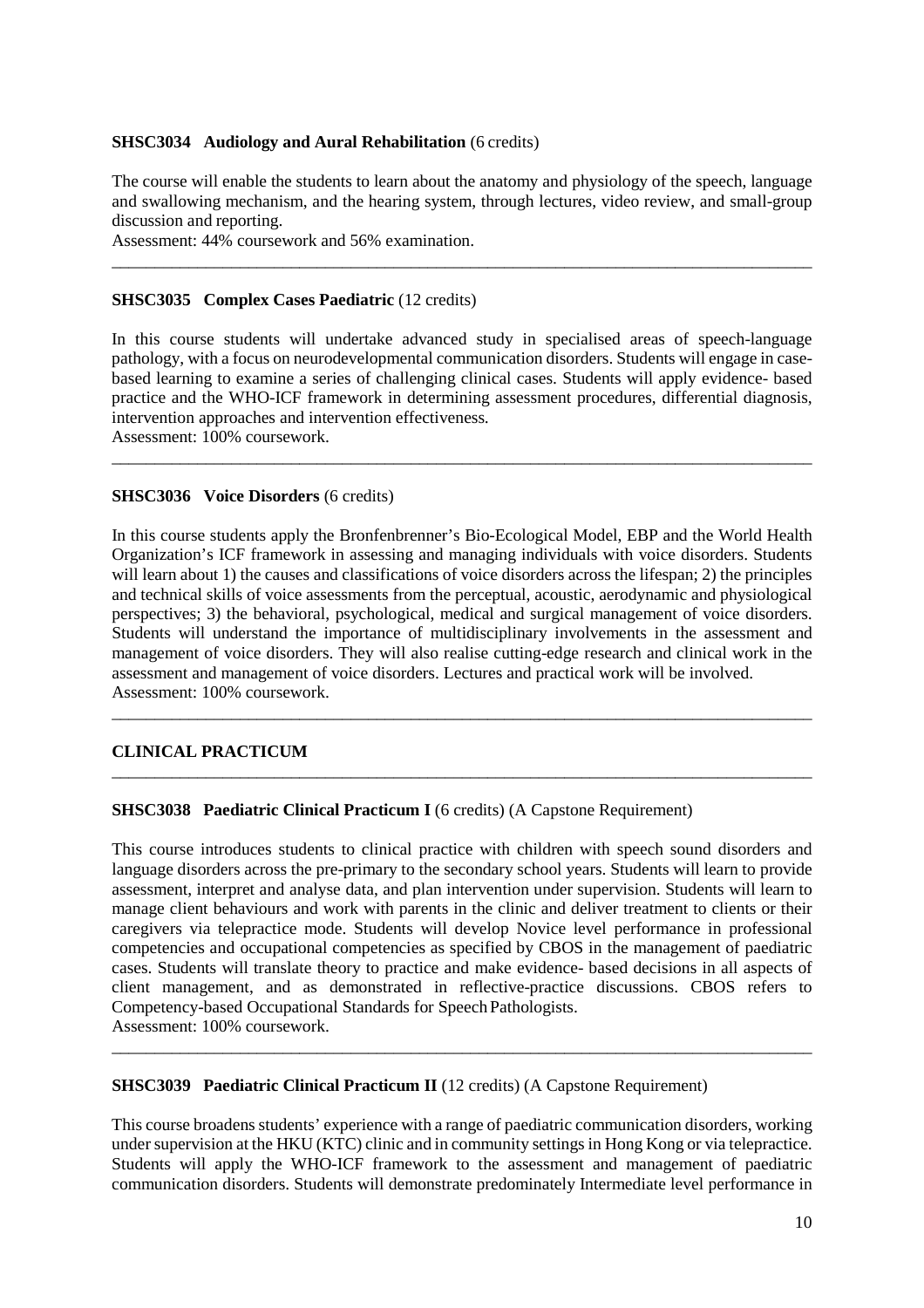**SHSC3034 Audiology and Aural Rehabilitation** (6 credits)

The course will enable the students to learn about the anatomy and physiology of the speech, language and swallowing mechanism, and the hearing system, through lectures, video review, and small-group discussion and reporting.
Assessment: 44% coursework and 56% examination.

---

**SHSC3035 Complex Cases Paediatric** (12 credits)

In this course students will undertake advanced study in specialised areas of speech-language pathology, with a focus on neurodevelopmental communication disorders. Students will engage in case-based learning to examine a series of challenging clinical cases. Students will apply evidence- based practice and the WHO-ICF framework in determining assessment procedures, differential diagnosis, intervention approaches and intervention effectiveness.
Assessment: 100% coursework.

---

**SHSC3036 Voice Disorders** (6 credits)

In this course students apply the Bronfenbrenner's Bio-Ecological Model, EBP and the World Health Organization's ICF framework in assessing and managing individuals with voice disorders. Students will learn about 1) the causes and classifications of voice disorders across the lifespan; 2) the principles and technical skills of voice assessments from the perceptual, acoustic, aerodynamic and physiological perspectives; 3) the behavioral, psychological, medical and surgical management of voice disorders. Students will understand the importance of multidisciplinary involvements in the assessment and management of voice disorders. They will also realise cutting-edge research and clinical work in the assessment and management of voice disorders. Lectures and practical work will be involved.
Assessment: 100% coursework.

---

## CLINICAL PRACTICUM

---

**SHSC3038 Paediatric Clinical Practicum I** (6 credits) (A Capstone Requirement)

This course introduces students to clinical practice with children with speech sound disorders and language disorders across the pre-primary to the secondary school years. Students will learn to provide assessment, interpret and analyse data, and plan intervention under supervision. Students will learn to manage client behaviours and work with parents in the clinic and deliver treatment to clients or their caregivers via telepractice mode. Students will develop Novice level performance in professional competencies and occupational competencies as specified by CBOS in the management of paediatric cases. Students will translate theory to practice and make evidence- based decisions in all aspects of client management, and as demonstrated in reflective-practice discussions. CBOS refers to Competency-based Occupational Standards for Speech Pathologists.
Assessment: 100% coursework.

---

**SHSC3039 Paediatric Clinical Practicum II** (12 credits) (A Capstone Requirement)

This course broadens students' experience with a range of paediatric communication disorders, working under supervision at the HKU (KTC) clinic and in community settings in Hong Kong or via telepractice. Students will apply the WHO-ICF framework to the assessment and management of paediatric communication disorders. Students will demonstrate predominately Intermediate level performance in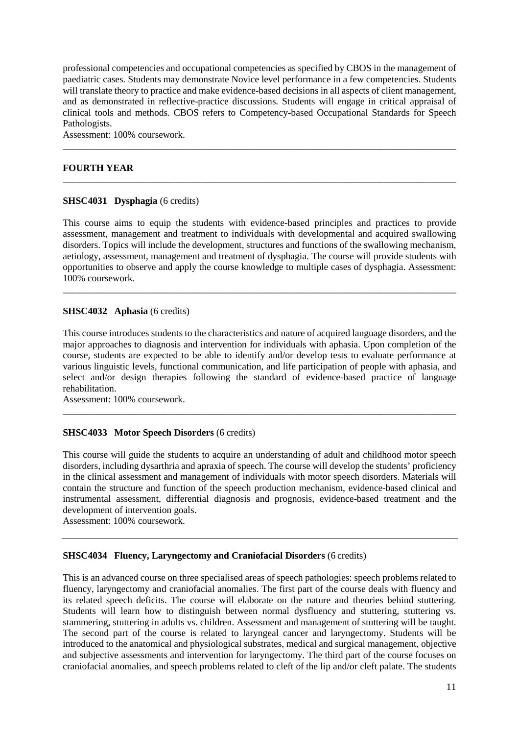professional competencies and occupational competencies as specified by CBOS in the management of paediatric cases. Students may demonstrate Novice level performance in a few competencies. Students will translate theory to practice and make evidence-based decisions in all aspects of client management, and as demonstrated in reflective-practice discussions. Students will engage in critical appraisal of clinical tools and methods. CBOS refers to Competency-based Occupational Standards for Speech Pathologists.
Assessment: 100% coursework.

---

## FOURTH YEAR

---

### SHSC4031 Dysphagia (6 credits)

This course aims to equip the students with evidence-based principles and practices to provide assessment, management and treatment to individuals with developmental and acquired swallowing disorders. Topics will include the development, structures and functions of the swallowing mechanism, aetiology, assessment, management and treatment of dysphagia. The course will provide students with opportunities to observe and apply the course knowledge to multiple cases of dysphagia. Assessment: 100% coursework.

---

### SHSC4032 Aphasia (6 credits)

This course introduces students to the characteristics and nature of acquired language disorders, and the major approaches to diagnosis and intervention for individuals with aphasia. Upon completion of the course, students are expected to be able to identify and/or develop tests to evaluate performance at various linguistic levels, functional communication, and life participation of people with aphasia, and select and/or design therapies following the standard of evidence-based practice of language rehabilitation.
Assessment: 100% coursework.

---

### SHSC4033 Motor Speech Disorders (6 credits)

This course will guide the students to acquire an understanding of adult and childhood motor speech disorders, including dysarthria and apraxia of speech. The course will develop the students' proficiency in the clinical assessment and management of individuals with motor speech disorders. Materials will contain the structure and function of the speech production mechanism, evidence-based clinical and instrumental assessment, differential diagnosis and prognosis, evidence-based treatment and the development of intervention goals.
Assessment: 100% coursework.

---

### SHSC4034 Fluency, Laryngectomy and Craniofacial Disorders (6 credits)

This is an advanced course on three specialised areas of speech pathologies: speech problems related to fluency, laryngectomy and craniofacial anomalies. The first part of the course deals with fluency and its related speech deficits. The course will elaborate on the nature and theories behind stuttering. Students will learn how to distinguish between normal dysfluency and stuttering, stuttering vs. stammering, stuttering in adults vs. children. Assessment and management of stuttering will be taught. The second part of the course is related to laryngeal cancer and laryngectomy. Students will be introduced to the anatomical and physiological substrates, medical and surgical management, objective and subjective assessments and intervention for laryngectomy. The third part of the course focuses on craniofacial anomalies, and speech problems related to cleft of the lip and/or cleft palate. The students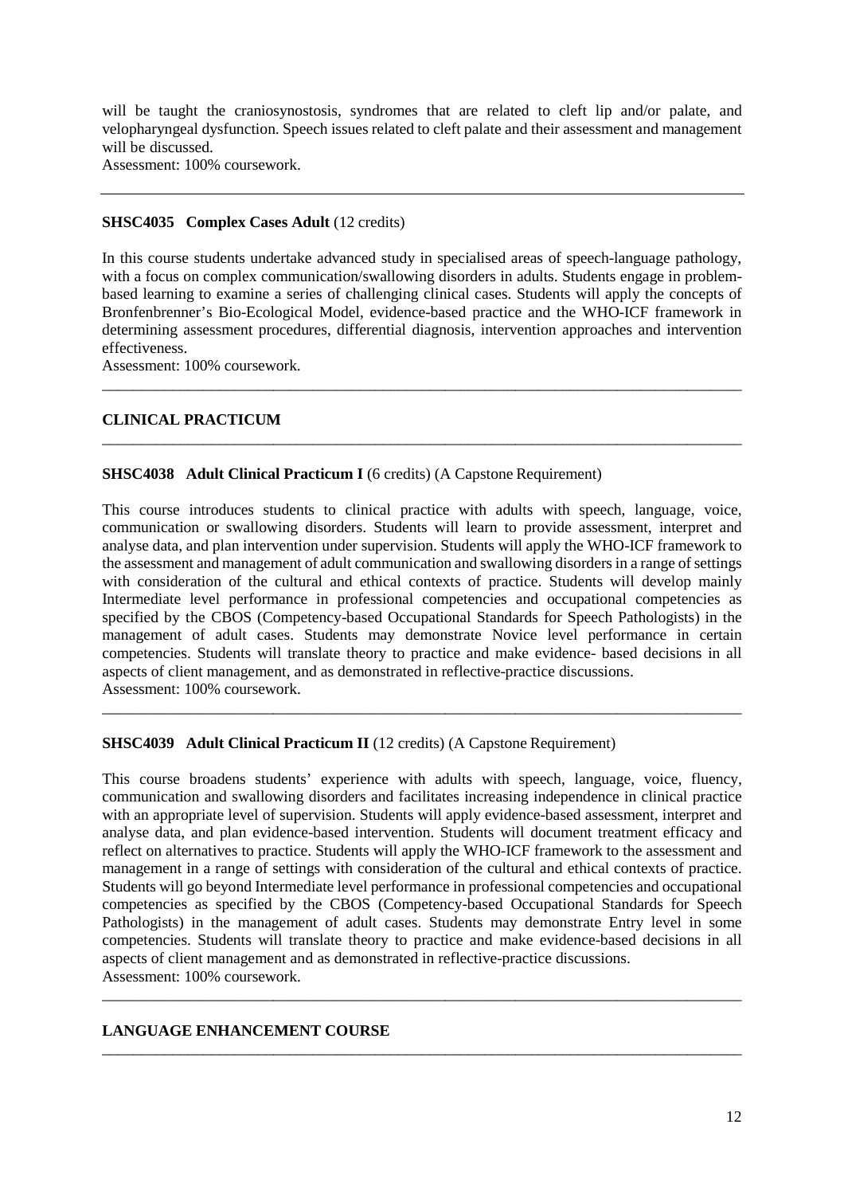will be taught the craniosynostosis, syndromes that are related to cleft lip and/or palate, and velopharyngeal dysfunction. Speech issues related to cleft palate and their assessment and management will be discussed.
Assessment: 100% coursework.

---

**SHSC4035 Complex Cases Adult** (12 credits)

In this course students undertake advanced study in specialised areas of speech-language pathology, with a focus on complex communication/swallowing disorders in adults. Students engage in problem-based learning to examine a series of challenging clinical cases. Students will apply the concepts of Bronfenbrenner's Bio-Ecological Model, evidence-based practice and the WHO-ICF framework in determining assessment procedures, differential diagnosis, intervention approaches and intervention effectiveness.
Assessment: 100% coursework.

---

## CLINICAL PRACTICUM

---

**SHSC4038 Adult Clinical Practicum I** (6 credits) (A Capstone Requirement)

This course introduces students to clinical practice with adults with speech, language, voice, communication or swallowing disorders. Students will learn to provide assessment, interpret and analyse data, and plan intervention under supervision. Students will apply the WHO-ICF framework to the assessment and management of adult communication and swallowing disorders in a range of settings with consideration of the cultural and ethical contexts of practice. Students will develop mainly Intermediate level performance in professional competencies and occupational competencies as specified by the CBOS (Competency-based Occupational Standards for Speech Pathologists) in the management of adult cases. Students may demonstrate Novice level performance in certain competencies. Students will translate theory to practice and make evidence- based decisions in all aspects of client management, and as demonstrated in reflective-practice discussions.
Assessment: 100% coursework.

---

**SHSC4039 Adult Clinical Practicum II** (12 credits) (A Capstone Requirement)

This course broadens students' experience with adults with speech, language, voice, fluency, communication and swallowing disorders and facilitates increasing independence in clinical practice with an appropriate level of supervision. Students will apply evidence-based assessment, interpret and analyse data, and plan evidence-based intervention. Students will document treatment efficacy and reflect on alternatives to practice. Students will apply the WHO-ICF framework to the assessment and management in a range of settings with consideration of the cultural and ethical contexts of practice. Students will go beyond Intermediate level performance in professional competencies and occupational competencies as specified by the CBOS (Competency-based Occupational Standards for Speech Pathologists) in the management of adult cases. Students may demonstrate Entry level in some competencies. Students will translate theory to practice and make evidence-based decisions in all aspects of client management and as demonstrated in reflective-practice discussions.
Assessment: 100% coursework.

---

## LANGUAGE ENHANCEMENT COURSE

---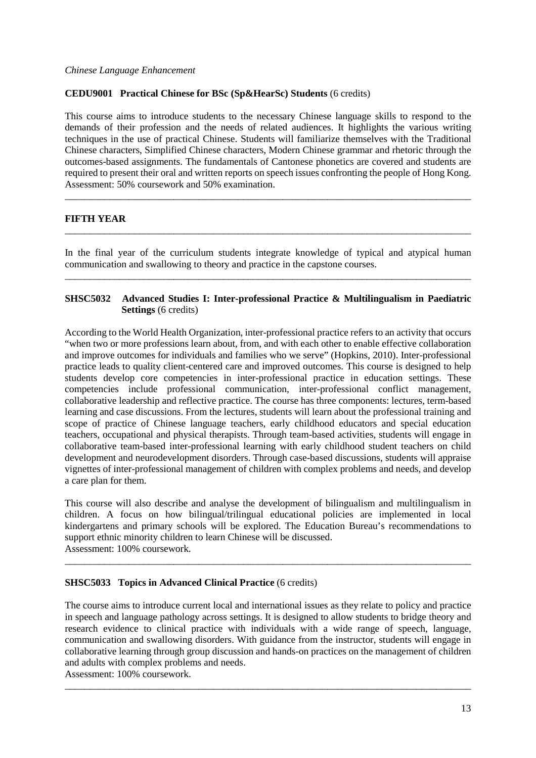*Chinese Language Enhancement*

**CEDU9001 Practical Chinese for BSc (Sp&HearSc) Students** (6 credits)

This course aims to introduce students to the necessary Chinese language skills to respond to the demands of their profession and the needs of related audiences. It highlights the various writing techniques in the use of practical Chinese. Students will familiarize themselves with the Traditional Chinese characters, Simplified Chinese characters, Modern Chinese grammar and rhetoric through the outcomes-based assignments. The fundamentals of Cantonese phonetics are covered and students are required to present their oral and written reports on speech issues confronting the people of Hong Kong.
Assessment: 50% coursework and 50% examination.

---

## FIFTH YEAR

---

In the final year of the curriculum students integrate knowledge of typical and atypical human communication and swallowing to theory and practice in the capstone courses.

---

**SHSC5032 Advanced Studies I: Inter-professional Practice & Multilingualism in Paediatric Settings** (6 credits)

According to the World Health Organization, inter-professional practice refers to an activity that occurs "when two or more professions learn about, from, and with each other to enable effective collaboration and improve outcomes for individuals and families who we serve" (Hopkins, 2010). Inter-professional practice leads to quality client-centered care and improved outcomes. This course is designed to help students develop core competencies in inter-professional practice in education settings. These competencies include professional communication, inter-professional conflict management, collaborative leadership and reflective practice. The course has three components: lectures, term-based learning and case discussions. From the lectures, students will learn about the professional training and scope of practice of Chinese language teachers, early childhood educators and special education teachers, occupational and physical therapists. Through team-based activities, students will engage in collaborative team-based inter-professional learning with early childhood student teachers on child development and neurodevelopment disorders. Through case-based discussions, students will appraise vignettes of inter-professional management of children with complex problems and needs, and develop a care plan for them.

This course will also describe and analyse the development of bilingualism and multilingualism in children. A focus on how bilingual/trilingual educational policies are implemented in local kindergartens and primary schools will be explored. The Education Bureau's recommendations to support ethnic minority children to learn Chinese will be discussed.
Assessment: 100% coursework.

---

**SHSC5033 Topics in Advanced Clinical Practice** (6 credits)

The course aims to introduce current local and international issues as they relate to policy and practice in speech and language pathology across settings. It is designed to allow students to bridge theory and research evidence to clinical practice with individuals with a wide range of speech, language, communication and swallowing disorders. With guidance from the instructor, students will engage in collaborative learning through group discussion and hands-on practices on the management of children and adults with complex problems and needs.
Assessment: 100% coursework.

---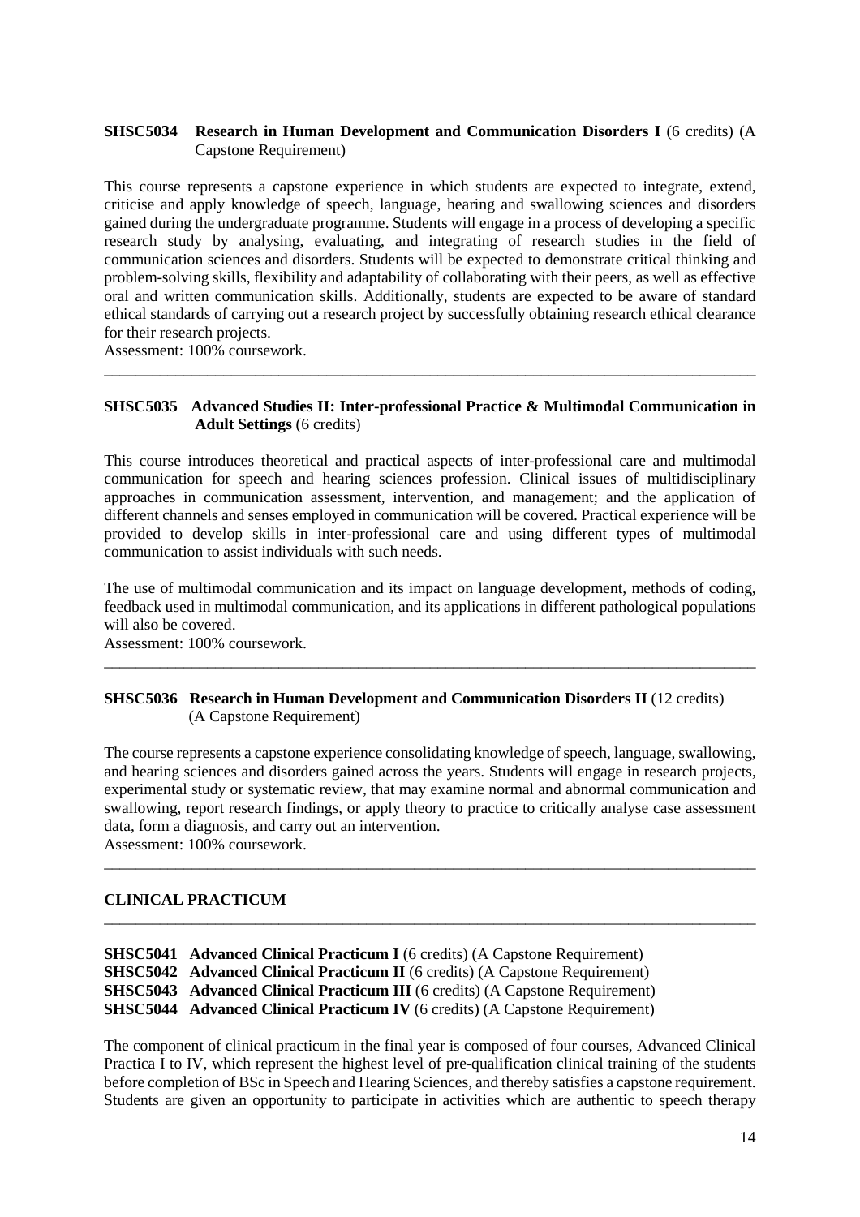**SHSC5034 Research in Human Development and Communication Disorders I** (6 credits) (A Capstone Requirement)

This course represents a capstone experience in which students are expected to integrate, extend, criticise and apply knowledge of speech, language, hearing and swallowing sciences and disorders gained during the undergraduate programme. Students will engage in a process of developing a specific research study by analysing, evaluating, and integrating of research studies in the field of communication sciences and disorders. Students will be expected to demonstrate critical thinking and problem-solving skills, flexibility and adaptability of collaborating with their peers, as well as effective oral and written communication skills. Additionally, students are expected to be aware of standard ethical standards of carrying out a research project by successfully obtaining research ethical clearance for their research projects.
Assessment: 100% coursework.

---

**SHSC5035 Advanced Studies II: Inter-professional Practice & Multimodal Communication in Adult Settings** (6 credits)

This course introduces theoretical and practical aspects of inter-professional care and multimodal communication for speech and hearing sciences profession. Clinical issues of multidisciplinary approaches in communication assessment, intervention, and management; and the application of different channels and senses employed in communication will be covered. Practical experience will be provided to develop skills in inter-professional care and using different types of multimodal communication to assist individuals with such needs.

The use of multimodal communication and its impact on language development, methods of coding, feedback used in multimodal communication, and its applications in different pathological populations will also be covered.
Assessment: 100% coursework.

---

**SHSC5036 Research in Human Development and Communication Disorders II** (12 credits) (A Capstone Requirement)

The course represents a capstone experience consolidating knowledge of speech, language, swallowing, and hearing sciences and disorders gained across the years. Students will engage in research projects, experimental study or systematic review, that may examine normal and abnormal communication and swallowing, report research findings, or apply theory to practice to critically analyse case assessment data, form a diagnosis, and carry out an intervention.
Assessment: 100% coursework.

---

**CLINICAL PRACTICUM**

---

**SHSC5041 Advanced Clinical Practicum I** (6 credits) (A Capstone Requirement)
**SHSC5042 Advanced Clinical Practicum II** (6 credits) (A Capstone Requirement)
**SHSC5043 Advanced Clinical Practicum III** (6 credits) (A Capstone Requirement)
**SHSC5044 Advanced Clinical Practicum IV** (6 credits) (A Capstone Requirement)

The component of clinical practicum in the final year is composed of four courses, Advanced Clinical Practica I to IV, which represent the highest level of pre-qualification clinical training of the students before completion of BSc in Speech and Hearing Sciences, and thereby satisfies a capstone requirement. Students are given an opportunity to participate in activities which are authentic to speech therapy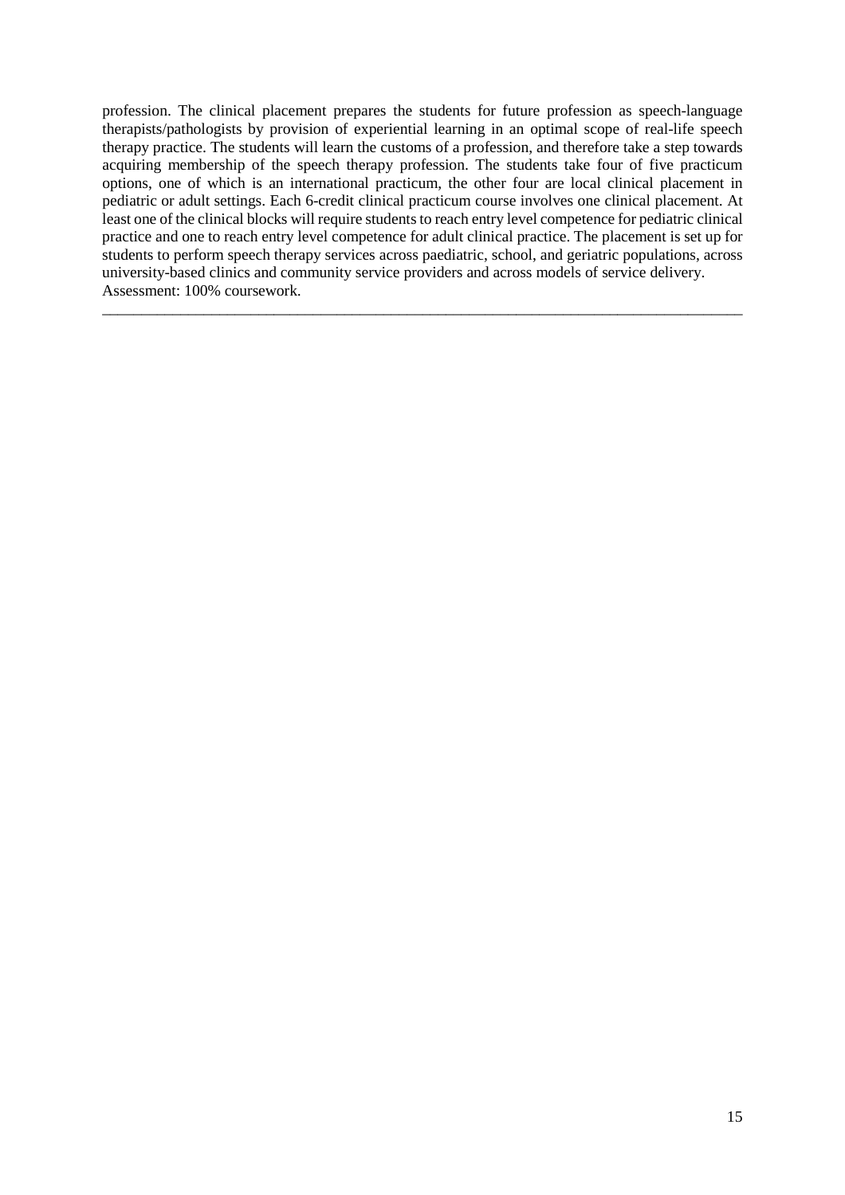profession. The clinical placement prepares the students for future profession as speech-language therapists/pathologists by provision of experiential learning in an optimal scope of real-life speech therapy practice. The students will learn the customs of a profession, and therefore take a step towards acquiring membership of the speech therapy profession. The students take four of five practicum options, one of which is an international practicum, the other four are local clinical placement in pediatric or adult settings. Each 6-credit clinical practicum course involves one clinical placement. At least one of the clinical blocks will require students to reach entry level competence for pediatric clinical practice and one to reach entry level competence for adult clinical practice. The placement is set up for students to perform speech therapy services across paediatric, school, and geriatric populations, across university-based clinics and community service providers and across models of service delivery.
Assessment: 100% coursework.

---